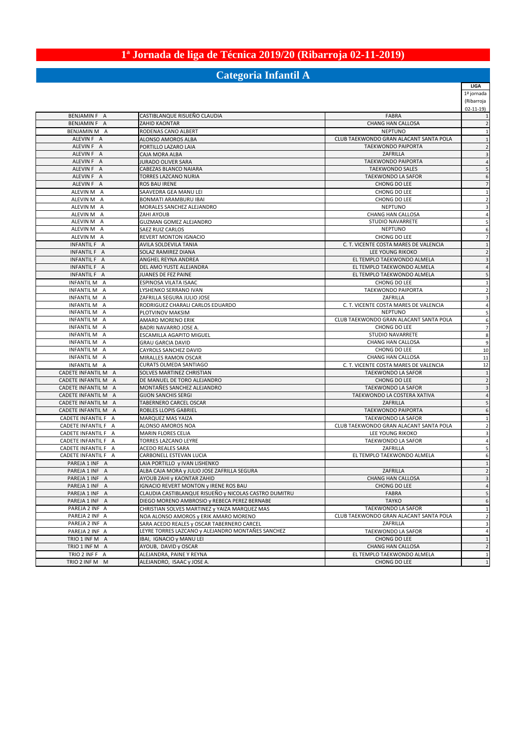# 1ª Jornada de liga de Técnica 2019/20 (Ribarroja 02-11-2019)

## Categoria Infantil A

| | | | LIGA 1ª jornada (Ribarroja 02-11-19) |
|---|---|---|---|
| BENJAMIN F A | CASTIBLANQUE RISUEÑO CLAUDIA | FABRA | 1 |
| BENJAMIN F A | ZAHID KAONTAR | CHANG HAN CALLOSA | 2 |
| BENJAMIN M A | RODENAS CANO ALBERT | NEPTUNO | 1 |
| ALEVIN F A | ALONSO AMOROS ALBA | CLUB TAEKWONDO GRAN ALACANT SANTA POLA | 1 |
| ALEVIN F A | PORTILLO LAZARO LAIA | TAEKWONDO PAIPORTA | 2 |
| ALEVIN F A | CAJA MORA ALBA | ZAFRILLA | 3 |
| ALEVIN F A | JURADO OLIVER SARA | TAEKWONDO PAIPORTA | 4 |
| ALEVIN F A | CABEZAS BLANCO NAIARA | TAEKWONDO SALES | 5 |
| ALEVIN F A | TORRES LAZCANO NURIA | TAEKWONDO LA SAFOR | 6 |
| ALEVIN F A | ROS BAU IRENE | CHONG DO LEE | 7 |
| ALEVIN M A | SAAVEDRA GEA MANU LEI | CHONG DO LEE | 1 |
| ALEVIN M A | BONMATI ARAMBURU IBAI | CHONG DO LEE | 2 |
| ALEVIN M A | MORALES SANCHEZ ALEJANDRO | NEPTUNO | 3 |
| ALEVIN M A | ZAHI AYOUB | CHANG HAN CALLOSA | 4 |
| ALEVIN M A | GUZMAN GOMEZ ALEJANDRO | STUDIO NAVARRETE | 5 |
| ALEVIN M A | SAEZ RUIZ CARLOS | NEPTUNO | 6 |
| ALEVIN M A | REVERT MONTON IGNACIO | CHONG DO LEE | 7 |
| INFANTIL F A | AVILA SOLDEVILA TANIA | C. T. VICENTE COSTA MARES DE VALENCIA | 1 |
| INFANTIL F A | SOLAZ RAMIREZ DIANA | LEE YOUNG RIKOKO | 2 |
| INFANTIL F A | ANGHEL REYNA ANDREA | EL TEMPLO TAEKWONDO ALMELA | 3 |
| INFANTIL F A | DEL AMO YUSTE ALEJANDRA | EL TEMPLO TAEKWONDO ALMELA | 4 |
| INFANTIL F A | JUANES DE FEZ PAINE | EL TEMPLO TAEKWONDO ALMELA | 5 |
| INFANTIL M A | ESPINOSA VILATA ISAAC | CHONG DO LEE | 1 |
| INFANTIL M A | LYSHENKO SERRANO IVAN | TAEKWONDO PAIPORTA | 2 |
| INFANTIL M A | ZAFRILLA SEGURA JULIO JOSE | ZAFRILLA | 3 |
| INFANTIL M A | RODRIGUEZ CHARALI CARLOS EDUARDO | C. T. VICENTE COSTA MARES DE VALENCIA | 4 |
| INFANTIL M A | PLOTVINOV MAKSIM | NEPTUNO | 5 |
| INFANTIL M A | AMARO MORENO ERIK | CLUB TAEKWONDO GRAN ALACANT SANTA POLA | 6 |
| INFANTIL M A | BADRI NAVARRO JOSE A. | CHONG DO LEE | 7 |
| INFANTIL M A | ESCAMILLA AGAPITO MIGUEL | STUDIO NAVARRETE | 8 |
| INFANTIL M A | GRAU GARCIA DAVID | CHANG HAN CALLOSA | 9 |
| INFANTIL M A | CAYROLS SANCHEZ DAVID | CHONG DO LEE | 10 |
| INFANTIL M A | MIRALLES RAMON OSCAR | CHANG HAN CALLOSA | 11 |
| INFANTIL M A | CURATS OLMEDA SANTIAGO | C. T. VICENTE COSTA MARES DE VALENCIA | 12 |
| CADETE INFANTIL M A | SOLVES MARTINEZ CHRISTIAN | TAEKWONDO LA SAFOR | 1 |
| CADETE INFANTIL M A | DE MANUEL DE TORO ALEJANDRO | CHONG DO LEE | 2 |
| CADETE INFANTIL M A | MONTAÑES SANCHEZ ALEJANDRO | TAEKWONDO LA SAFOR | 3 |
| CADETE INFANTIL M A | GIJON SANCHIS SERGI | TAEKWONDO LA COSTERA XATIVA | 4 |
| CADETE INFANTIL M A | TABERNERO CARCEL OSCAR | ZAFRILLA | 5 |
| CADETE INFANTIL M A | ROBLES LLOPIS GABRIEL | TAEKWONDO PAIPORTA | 6 |
| CADETE INFANTIL F A | MARQUEZ MAS YAIZA | TAEKWONDO LA SAFOR | 1 |
| CADETE INFANTIL F A | ALONSO AMOROS NOA | CLUB TAEKWONDO GRAN ALACANT SANTA POLA | 2 |
| CADETE INFANTIL F A | MARIN FLORES CELIA | LEE YOUNG RIKOKO | 3 |
| CADETE INFANTIL F A | TORRES LAZCANO LEYRE | TAEKWONDO LA SAFOR | 4 |
| CADETE INFANTIL F A | ACEDO REALES SARA | ZAFRILLA | 5 |
| CADETE INFANTIL F A | CARBONELL ESTEVAN LUCIA | EL TEMPLO TAEKWONDO ALMELA | 6 |
| PAREJA 1 INF A | LAIA PORTILLO y IVAN LISHENKO | | 1 |
| PAREJA 1 INF A | ALBA CAJA MORA y JULIO JOSE ZAFRILLA SEGURA | ZAFRILLA | 2 |
| PAREJA 1 INF A | AYOUB ZAHI y KAONTAR ZAHID | CHANG HAN CALLOSA | 3 |
| PAREJA 1 INF A | IGNACIO REVERT MONTON y IRENE ROS BAU | CHONG DO LEE | 4 |
| PAREJA 1 INF A | CLAUDIA CASTIBLANQUE RISUEÑO y NICOLAS CASTRO DUMITRU | FABRA | 5 |
| PAREJA 1 INF A | DIEGO MORENO AMBROSIO y REBECA PEREZ BERNABE | TAYKO | 6 |
| PAREJA 2 INF A | CHRISTIAN SOLVES MARTINEZ y YAIZA MARQUEZ MAS | TAEKWONDO LA SAFOR | 1 |
| PAREJA 2 INF A | NOA ALONSO AMOROS y ERIK AMARO MORENO | CLUB TAEKWONDO GRAN ALACANT SANTA POLA | 2 |
| PAREJA 2 INF A | SARA ACEDO REALES y OSCAR TABERNERO CARCEL | ZAFRILLA | 3 |
| PAREJA 2 INF A | LEYRE TORRES LAZCANO y ALEJANDRO MONTAÑES SANCHEZ | TAEKWONDO LA SAFOR | 4 |
| TRIO 1 INF M A | IBAI, IGNACIO y MANU LEI | CHONG DO LEE | 1 |
| TRIO 1 INF M A | AYOUB, DAVID y OSCAR | CHANG HAN CALLOSA | 2 |
| TRIO 2 INF F A | ALEJANDRA, PAINE Y REYNA | EL TEMPLO TAEKWONDO ALMELA | 1 |
| TRIO 2 INF M M | ALEJANDRO, ISAAC y JOSE A. | CHONG DO LEE | 1 |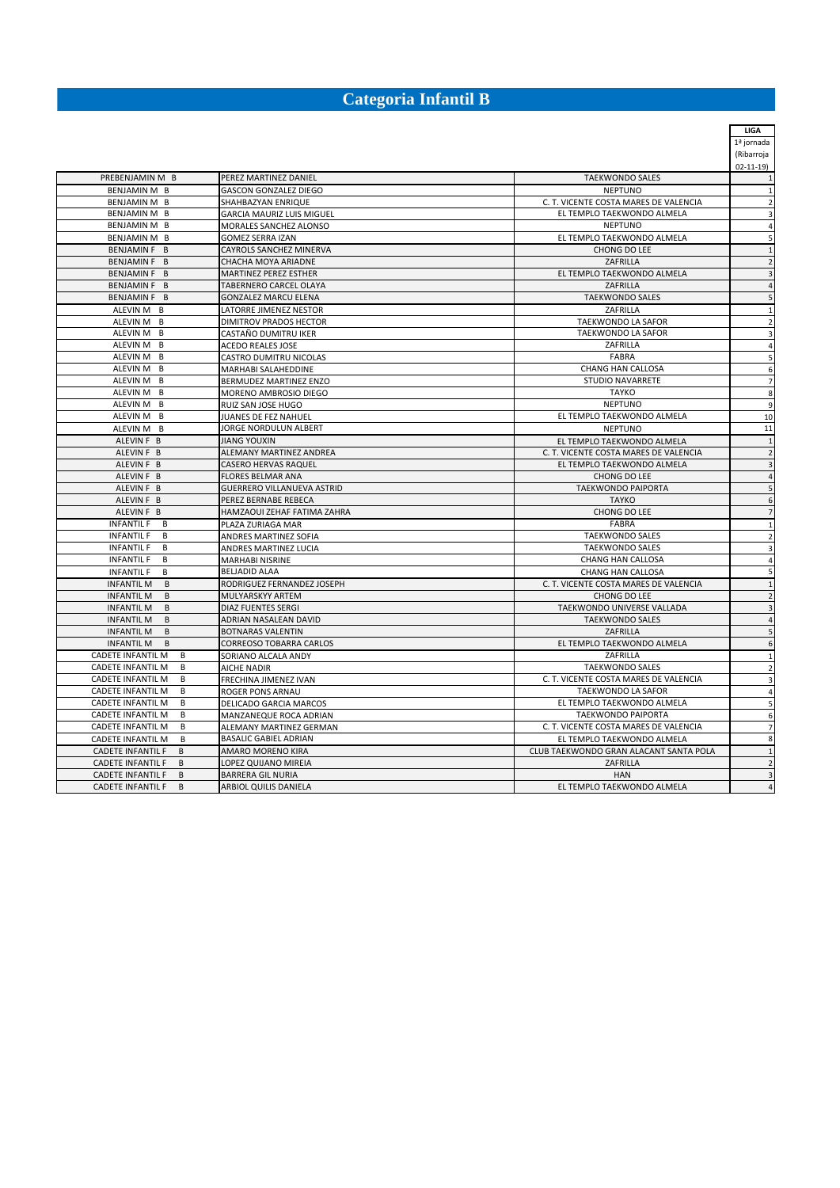# Categoria Infantil B

| | | | LIGA 1ª jornada (Ribarroja 02-11-19) |
|---|---|---|---|
| PREBENJAMIN M B | PEREZ MARTINEZ DANIEL | TAEKWONDO SALES | 1 |
| BENJAMIN M B | GASCON GONZALEZ DIEGO | NEPTUNO | 1 |
| BENJAMIN M B | SHAHBAZYAN ENRIQUE | C. T. VICENTE COSTA MARES DE VALENCIA | 2 |
| BENJAMIN M B | GARCIA MAURIZ LUIS MIGUEL | EL TEMPLO TAEKWONDO ALMELA | 3 |
| BENJAMIN M B | MORALES SANCHEZ ALONSO | NEPTUNO | 4 |
| BENJAMIN M B | GOMEZ SERRA IZAN | EL TEMPLO TAEKWONDO ALMELA | 5 |
| BENJAMIN F B | CAYROLS SANCHEZ MINERVA | CHONG DO LEE | 1 |
| BENJAMIN F B | CHACHA MOYA ARIADNE | ZAFRILLA | 2 |
| BENJAMIN F B | MARTINEZ PEREZ ESTHER | EL TEMPLO TAEKWONDO ALMELA | 3 |
| BENJAMIN F B | TABERNERO CARCEL OLAYA | ZAFRILLA | 4 |
| BENJAMIN F B | GONZALEZ MARCU ELENA | TAEKWONDO SALES | 5 |
| ALEVIN M B | LATORRE JIMENEZ NESTOR | ZAFRILLA | 1 |
| ALEVIN M B | DIMITROV PRADOS HECTOR | TAEKWONDO LA SAFOR | 2 |
| ALEVIN M B | CASTAÑO DUMITRU IKER | TAEKWONDO LA SAFOR | 3 |
| ALEVIN M B | ACEDO REALES JOSE | ZAFRILLA | 4 |
| ALEVIN M B | CASTRO DUMITRU NICOLAS | FABRA | 5 |
| ALEVIN M B | MARHABI SALAHEDDINE | CHANG HAN CALLOSA | 6 |
| ALEVIN M B | BERMUDEZ MARTINEZ ENZO | STUDIO NAVARRETE | 7 |
| ALEVIN M B | MORENO AMBROSIO DIEGO | TAYKO | 8 |
| ALEVIN M B | RUIZ SAN JOSE HUGO | NEPTUNO | 9 |
| ALEVIN M B | JUANES DE FEZ NAHUEL | EL TEMPLO TAEKWONDO ALMELA | 10 |
| ALEVIN M B | JORGE NORDULUN ALBERT | NEPTUNO | 11 |
| ALEVIN F B | JIANG YOUXIN | EL TEMPLO TAEKWONDO ALMELA | 1 |
| ALEVIN F B | ALEMANY MARTINEZ ANDREA | C. T. VICENTE COSTA MARES DE VALENCIA | 2 |
| ALEVIN F B | CASERO HERVAS RAQUEL | EL TEMPLO TAEKWONDO ALMELA | 3 |
| ALEVIN F B | FLORES BELMAR ANA | CHONG DO LEE | 4 |
| ALEVIN F B | GUERRERO VILLANUEVA ASTRID | TAEKWONDO PAIPORTA | 5 |
| ALEVIN F B | PEREZ BERNABE REBECA | TAYKO | 6 |
| ALEVIN F B | HAMZAOUI ZEHAF FATIMA ZAHRA | CHONG DO LEE | 7 |
| INFANTIL F B | PLAZA ZURIAGA MAR | FABRA | 1 |
| INFANTIL F B | ANDRES MARTINEZ SOFIA | TAEKWONDO SALES | 2 |
| INFANTIL F B | ANDRES MARTINEZ LUCIA | TAEKWONDO SALES | 3 |
| INFANTIL F B | MARHABI NISRINE | CHANG HAN CALLOSA | 4 |
| INFANTIL F B | BELJADID ALAA | CHANG HAN CALLOSA | 5 |
| INFANTIL M B | RODRIGUEZ FERNANDEZ JOSEPH | C. T. VICENTE COSTA MARES DE VALENCIA | 1 |
| INFANTIL M B | MULYARSKYY ARTEM | CHONG DO LEE | 2 |
| INFANTIL M B | DIAZ FUENTES SERGI | TAEKWONDO UNIVERSE VALLADA | 3 |
| INFANTIL M B | ADRIAN NASALEAN DAVID | TAEKWONDO SALES | 4 |
| INFANTIL M B | BOTNARAS VALENTIN | ZAFRILLA | 5 |
| INFANTIL M B | CORREOSO TOBARRA CARLOS | EL TEMPLO TAEKWONDO ALMELA | 6 |
| CADETE INFANTIL M B | SORIANO ALCALA ANDY | ZAFRILLA | 1 |
| CADETE INFANTIL M B | AICHE NADIR | TAEKWONDO SALES | 2 |
| CADETE INFANTIL M B | FRECHINA JIMENEZ IVAN | C. T. VICENTE COSTA MARES DE VALENCIA | 3 |
| CADETE INFANTIL M B | ROGER PONS ARNAU | TAEKWONDO LA SAFOR | 4 |
| CADETE INFANTIL M B | DELICADO GARCIA MARCOS | EL TEMPLO TAEKWONDO ALMELA | 5 |
| CADETE INFANTIL M B | MANZANEQUE ROCA ADRIAN | TAEKWONDO PAIPORTA | 6 |
| CADETE INFANTIL M B | ALEMANY MARTINEZ GERMAN | C. T. VICENTE COSTA MARES DE VALENCIA | 7 |
| CADETE INFANTIL M B | BASALIC GABIEL ADRIAN | EL TEMPLO TAEKWONDO ALMELA | 8 |
| CADETE INFANTIL F B | AMARO MORENO KIRA | CLUB TAEKWONDO GRAN ALACANT SANTA POLA | 1 |
| CADETE INFANTIL F B | LOPEZ QUIJANO MIREIA | ZAFRILLA | 2 |
| CADETE INFANTIL F B | BARRERA GIL NURIA | HAN | 3 |
| CADETE INFANTIL F B | ARBIOL QUILIS DANIELA | EL TEMPLO TAEKWONDO ALMELA | 4 |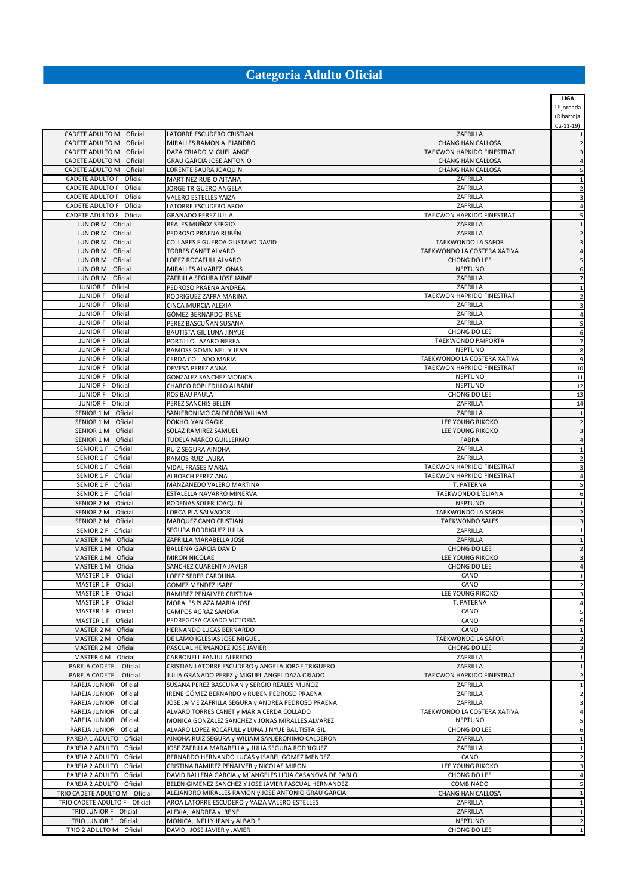# Categoria Adulto Oficial

| | | | LIGA 1ª jornada (Ribarroja 02-11-19) |
|---|---|---|---|
| CADETE ADULTO M Oficial | LATORRE ESCUDERO CRISTIAN | ZAFRILLA | 1 |
| CADETE ADULTO M Oficial | MIRALLES RAMON ALEJANDRO | CHANG HAN CALLOSA | 2 |
| CADETE ADULTO M Oficial | DAZA CRIADO MIGUEL ANGEL | TAEKWON HAPKIDO FINESTRAT | 3 |
| CADETE ADULTO M Oficial | GRAU GARCIA JOSE ANTONIO | CHANG HAN CALLOSA | 4 |
| CADETE ADULTO M Oficial | LORENTE SAURA JOAQUIN | CHANG HAN CALLOSA | 5 |
| CADETE ADULTO F Oficial | MARTINEZ RUBIO AITANA | ZAFRILLA | 1 |
| CADETE ADULTO F Oficial | JORGE TRIGUERO ANGELA | ZAFRILLA | 2 |
| CADETE ADULTO F Oficial | VALERO ESTELLES YAIZA | ZAFRILLA | 3 |
| CADETE ADULTO F Oficial | LATORRE ESCUDERO AROA | ZAFRILLA | 4 |
| CADETE ADULTO F Oficial | GRANADO PEREZ JULIA | TAEKWON HAPKIDO FINESTRAT | 5 |
| JUNIOR M Oficial | REALES MUÑOZ SERGIO | ZAFRILLA | 1 |
| JUNIOR M Oficial | PEDROSO PRAENA RUBÉN | ZAFRILLA | 2 |
| JUNIOR M Oficial | COLLARES FIGUEROA GUSTAVO DAVID | TAEKWONDO LA SAFOR | 3 |
| JUNIOR M Oficial | TORRES CANET ALVARO | TAEKWONDO LA COSTERA XATIVA | 4 |
| JUNIOR M Oficial | LOPEZ ROCAFULL ALVARO | CHONG DO LEE | 5 |
| JUNIOR M Oficial | MIRALLES ALVAREZ JONAS | NEPTUNO | 6 |
| JUNIOR M Oficial | ZAFRILLA SEGURA JOSE JAIME | ZAFRILLA | 7 |
| JUNIOR F Oficial | PEDROSO PRAENA ANDREA | ZAFRILLA | 1 |
| JUNIOR F Oficial | RODRIGUEZ ZAFRA MARINA | TAEKWON HAPKIDO FINESTRAT | 2 |
| JUNIOR F Oficial | CINCA MURCIA ALEXIA | ZAFRILLA | 3 |
| JUNIOR F Oficial | GÓMEZ BERNARDO IRENE | ZAFRILLA | 4 |
| JUNIOR F Oficial | PEREZ BASCUÑAN SUSANA | ZAFRILLA | 5 |
| JUNIOR F Oficial | BAUTISTA GIL LUNA JINYUE | CHONG DO LEE | 6 |
| JUNIOR F Oficial | PORTILLO LAZARO NEREA | TAEKWONDO PAIPORTA | 7 |
| JUNIOR F Oficial | RAMOSS GOMN NELLY JEAN | NEPTUNO | 8 |
| JUNIOR F Oficial | CERDA COLLADO MARIA | TAEKWONDO LA COSTERA XATIVA | 9 |
| JUNIOR F Oficial | DEVESA PEREZ ANNA | TAEKWON HAPKIDO FINESTRAT | 10 |
| JUNIOR F Oficial | GONZALEZ SANCHEZ MONICA | NEPTUNO | 11 |
| JUNIOR F Oficial | CHARCO ROBLEDILLO ALBADIE | NEPTUNO | 12 |
| JUNIOR F Oficial | ROS BAU PAULA | CHONG DO LEE | 13 |
| JUNIOR F Oficial | PEREZ SANCHIS BELEN | ZAFRILLA | 14 |
| SENIOR 1 M Oficial | SANJERONIMO CALDERON WILIAM | ZAFRILLA | 1 |
| SENIOR 1 M Oficial | DOKHOLYAN GAGIK | LEE YOUNG RIKOKO | 2 |
| SENIOR 1 M Oficial | SOLAZ RAMIREZ SAMUEL | LEE YOUNG RIKOKO | 3 |
| SENIOR 1 M Oficial | TUDELA MARCO GUILLERMO | FABRA | 4 |
| SENIOR 1 F Oficial | RUIZ SEGURA AINOHA | ZAFRILLA | 1 |
| SENIOR 1 F Oficial | RAMOS RUIZ LAURA | ZAFRILLA | 2 |
| SENIOR 1 F Oficial | VIDAL FRASES MARIA | TAEKWON HAPKIDO FINESTRAT | 3 |
| SENIOR 1 F Oficial | ALBORCH PEREZ ANA | TAEKWON HAPKIDO FINESTRAT | 4 |
| SENIOR 1 F Oficial | MANZANEDO VALERO MARTINA | T. PATERNA | 5 |
| SENIOR 1 F Oficial | ESTALELLA NAVARRO MINERVA | TAEKWONDO L´ELIANA | 6 |
| SENIOR 2 M Oficial | RODENAS SOLER JOAQUIN | NEPTUNO | 1 |
| SENIOR 2 M Oficial | LORCA PLA SALVADOR | TAEKWONDO LA SAFOR | 2 |
| SENIOR 2 M Oficial | MARQUEZ CANO CRISTIAN | TAEKWONDO SALES | 3 |
| SENIOR 2 F Oficial | SEGURA RODRIGUEZ JULIA | ZAFRILLA | 1 |
| MASTER 1 M Oficial | ZAFRILLA MARABELLA JOSE | ZAFRILLA | 1 |
| MASTER 1 M Oficial | BALLENA GARCIA DAVID | CHONG DO LEE | 2 |
| MASTER 1 M Oficial | MIRON NICOLAE | LEE YOUNG RIKOKO | 3 |
| MASTER 1 M Oficial | SANCHEZ CUARENTA JAVIER | CHONG DO LEE | 4 |
| MASTER 1 F Oficial | LOPEZ SERER CAROLINA | CANO | 1 |
| MASTER 1 F Oficial | GOMEZ MENDEZ ISABEL | CANO | 2 |
| MASTER 1 F Oficial | RAMIREZ PEÑALVER CRISTINA | LEE YOUNG RIKOKO | 3 |
| MASTER 1 F Oficial | MORALES PLAZA MARIA JOSE | T. PATERNA | 4 |
| MASTER 1 F Oficial | CAMPOS AGRAZ SANDRA | CANO | 5 |
| MASTER 1 F Oficial | PEDREGOSA CASADO VICTORIA | CANO | 6 |
| MASTER 2 M Oficial | HERNANDO LUCAS BERNARDO | CANO | 1 |
| MASTER 2 M Oficial | DE LAMO IGLESIAS JOSE MIGUEL | TAEKWONDO LA SAFOR | 2 |
| MASTER 2 M Oficial | PASCUAL HERNANDEZ JOSE JAVIER | CHONG DO LEE | 3 |
| MASTER 4 M Oficial | CARBONELL FANJUL ALFREDO | ZAFRILLA | 1 |
| PAREJA CADETE Oficial | CRISTIAN LATORRE ESCUDERO y ANGELA JORGE TRIGUERO | ZAFRILLA | 1 |
| PAREJA CADETE Oficial | JULIA GRANADO PEREZ y MIGUEL ANGEL DAZA CRIADO | TAEKWON HAPKIDO FINESTRAT | 2 |
| PAREJA JUNIOR Oficial | SUSANA PEREZ BASCUÑAN y SERGIO REALES MUÑOZ | ZAFRILLA | 1 |
| PAREJA JUNIOR Oficial | IRENE GÓMEZ BERNARDO y RUBÉN PEDROSO PRAENA | ZAFRILLA | 2 |
| PAREJA JUNIOR Oficial | JOSE JAIME ZAFRILLA SEGURA y ANDREA PEDROSO PRAENA | ZAFRILLA | 3 |
| PAREJA JUNIOR Oficial | ALVARO TORRES CANET y MARIA CERDA COLLADO | TAEKWONDO LA COSTERA XATIVA | 4 |
| PAREJA JUNIOR Oficial | MONICA GONZALEZ SANCHEZ y JONAS MIRALLES ALVAREZ | NEPTUNO | 5 |
| PAREJA JUNIOR Oficial | ALVARO LOPEZ ROCAFULL y LUNA JINYUE BAUTISTA GIL | CHONG DO LEE | 6 |
| PAREJA 1 ADULTO Oficial | AINOHA RUIZ SEGURA y WILIAM SANJERONIMO CALDERON | ZAFRILLA | 1 |
| PAREJA 2 ADULTO Oficial | JOSE ZAFRILLA MARABELLA y JULIA SEGURA RODRIGUEZ | ZAFRILLA | 1 |
| PAREJA 2 ADULTO Oficial | BERNARDO HERNANDO LUCAS y ISABEL GOMEZ MENDEZ | CANO | 2 |
| PAREJA 2 ADULTO Oficial | CRISTINA RAMIREZ PEÑALVER y NICOLAE MIRON | LEE YOUNG RIKOKO | 3 |
| PAREJA 2 ADULTO Oficial | DAVID BALLENA GARCIA y M°ANGELES LIDIA CASANOVA DE PABLO | CHONG DO LEE | 4 |
| PAREJA 2 ADULTO Oficial | BELEN GIMENEZ SANCHEZ Y JOSÉ JAVIER PASCUAL HERNANDEZ | COMBINADO | 5 |
| TRIO CADETE ADULTO M Oficial | ALEJANDRO MIRALLES RAMON y JOSE ANTONIO GRAU GARCIA | CHANG HAN CALLOSA | 1 |
| TRIO CADETE ADULTO F Oficial | AROA LATORRE ESCUDERO y YAIZA VALERO ESTELLES | ZAFRILLA | 1 |
| TRIO JUNIOR F Oficial | ALEXIA, ANDREA y IRENE | ZAFRILLA | 1 |
| TRIO JUNIOR F Oficial | MONICA, NELLY JEAN y ALBADIE | NEPTUNO | 2 |
| TRIO 2 ADULTO M Oficial | DAVID, JOSE JAVIER y JAVIER | CHONG DO LEE | 1 |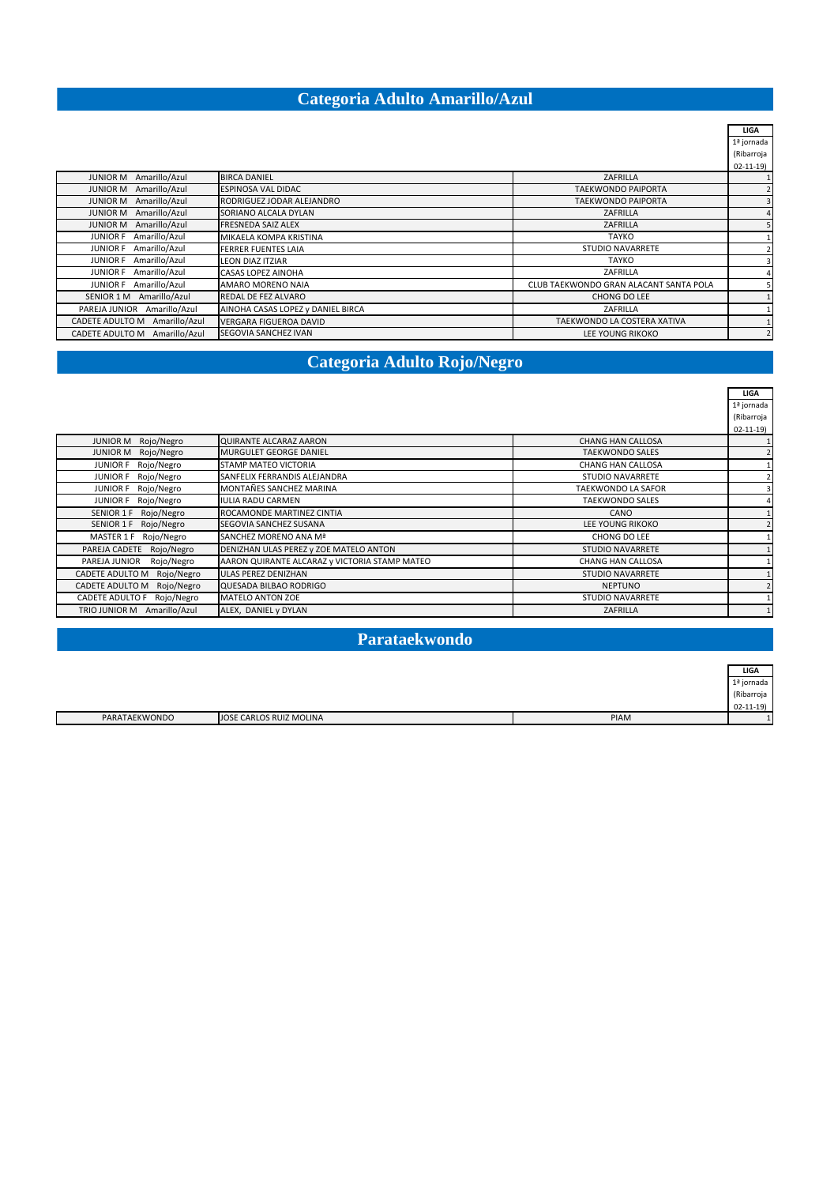# Categoria Adulto Amarillo/Azul

| | | | LIGA 1ª jornada (Ribarroja 02-11-19) |
|---|---|---|---|
| JUNIOR M Amarillo/Azul | BIRCA DANIEL | ZAFRILLA | 1 |
| JUNIOR M Amarillo/Azul | ESPINOSA VAL DIDAC | TAEKWONDO PAIPORTA | 2 |
| JUNIOR M Amarillo/Azul | RODRIGUEZ JODAR ALEJANDRO | TAEKWONDO PAIPORTA | 3 |
| JUNIOR M Amarillo/Azul | SORIANO ALCALA DYLAN | ZAFRILLA | 4 |
| JUNIOR M Amarillo/Azul | FRESNEDA SAIZ ALEX | ZAFRILLA | 5 |
| JUNIOR F Amarillo/Azul | MIKAELA KOMPA KRISTINA | TAYKO | 1 |
| JUNIOR F Amarillo/Azul | FERRER FUENTES LAIA | STUDIO NAVARRETE | 2 |
| JUNIOR F Amarillo/Azul | LEON DIAZ ITZIAR | TAYKO | 3 |
| JUNIOR F Amarillo/Azul | CASAS LOPEZ AINOHA | ZAFRILLA | 4 |
| JUNIOR F Amarillo/Azul | AMARO MORENO NAIA | CLUB TAEKWONDO GRAN ALACANT SANTA POLA | 5 |
| SENIOR 1 M Amarillo/Azul | REDAL DE FEZ ALVARO | CHONG DO LEE | 1 |
| PAREJA JUNIOR Amarillo/Azul | AINOHA CASAS LOPEZ y DANIEL BIRCA | ZAFRILLA | 1 |
| CADETE ADULTO M Amarillo/Azul | VERGARA FIGUEROA DAVID | TAEKWONDO LA COSTERA XATIVA | 1 |
| CADETE ADULTO M Amarillo/Azul | SEGOVIA SANCHEZ IVAN | LEE YOUNG RIKOKO | 2 |

# Categoria Adulto Rojo/Negro

| | | | LIGA 1ª jornada (Ribarroja 02-11-19) |
|---|---|---|---|
| JUNIOR M Rojo/Negro | QUIRANTE ALCARAZ AARON | CHANG HAN CALLOSA | 1 |
| JUNIOR M Rojo/Negro | MURGULET GEORGE DANIEL | TAEKWONDO SALES | 2 |
| JUNIOR F Rojo/Negro | STAMP MATEO VICTORIA | CHANG HAN CALLOSA | 1 |
| JUNIOR F Rojo/Negro | SANFELIX FERRANDIS ALEJANDRA | STUDIO NAVARRETE | 2 |
| JUNIOR F Rojo/Negro | MONTAÑES SANCHEZ MARINA | TAEKWONDO LA SAFOR | 3 |
| JUNIOR F Rojo/Negro | IULIA RADU CARMEN | TAEKWONDO SALES | 4 |
| SENIOR 1 F Rojo/Negro | ROCAMONDE MARTINEZ CINTIA | CANO | 1 |
| SENIOR 1 F Rojo/Negro | SEGOVIA SANCHEZ SUSANA | LEE YOUNG RIKOKO | 2 |
| MASTER 1 F Rojo/Negro | SANCHEZ MORENO ANA Mª | CHONG DO LEE | 1 |
| PAREJA CADETE Rojo/Negro | DENIZHAN ULAS PEREZ y ZOE MATELO ANTON | STUDIO NAVARRETE | 1 |
| PAREJA JUNIOR Rojo/Negro | AARON QUIRANTE ALCARAZ y VICTORIA STAMP MATEO | CHANG HAN CALLOSA | 1 |
| CADETE ADULTO M Rojo/Negro | ULAS PEREZ DENIZHAN | STUDIO NAVARRETE | 1 |
| CADETE ADULTO M Rojo/Negro | QUESADA BILBAO RODRIGO | NEPTUNO | 2 |
| CADETE ADULTO F Rojo/Negro | MATELO ANTON ZOE | STUDIO NAVARRETE | 1 |
| TRIO JUNIOR M Amarillo/Azul | ALEX, DANIEL y DYLAN | ZAFRILLA | 1 |

# Parataekwondo

| | | | LIGA 1ª jornada (Ribarroja 02-11-19) |
|---|---|---|---|
| PARATAEKWONDO | JOSE CARLOS RUIZ MOLINA | PIAM | 1 |